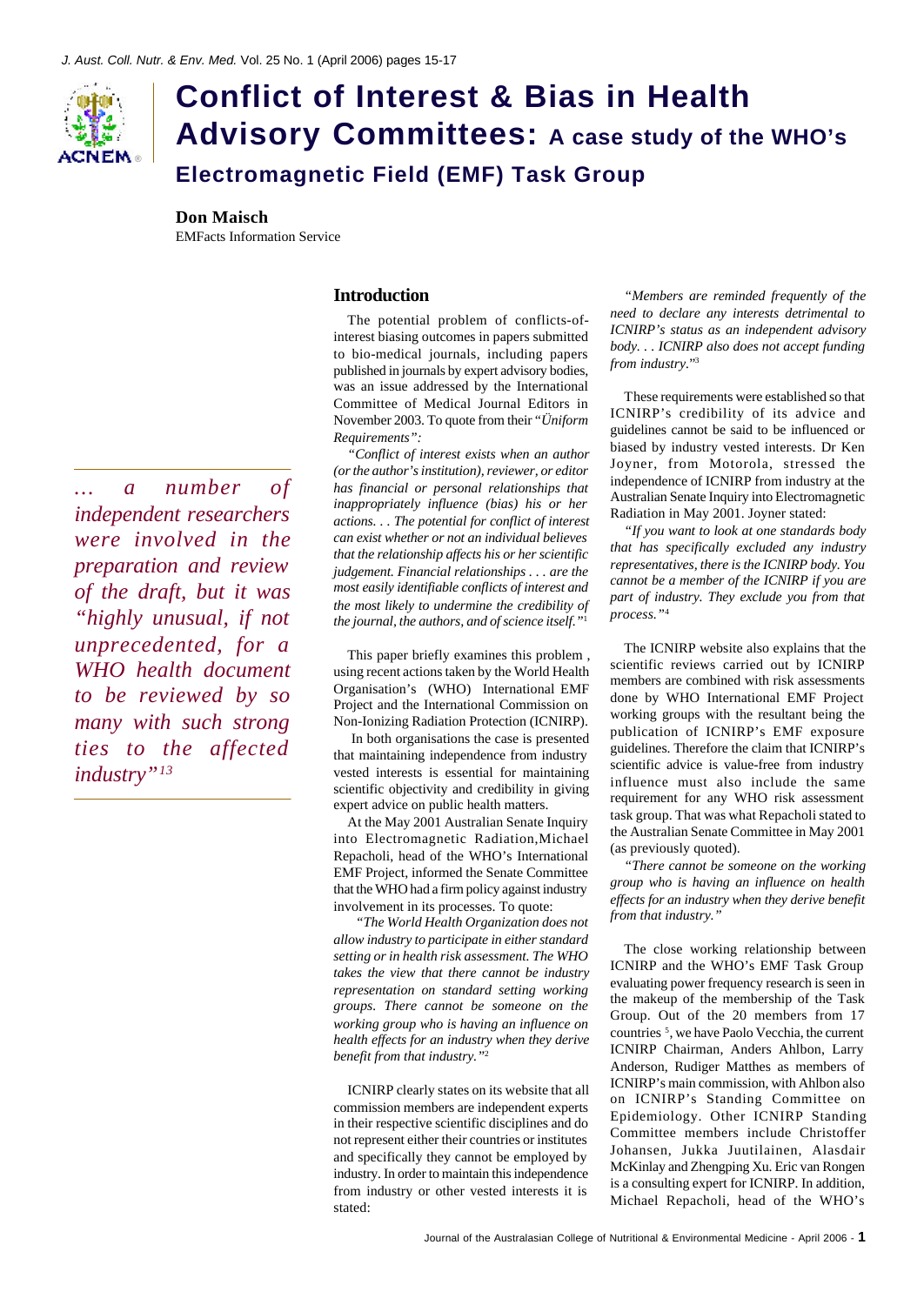# Conflict of Interest & Bias in Health Advisory Committees: A case study of the WHO's Electromagnetic Field (EMF) Task Group

**Don Maisch**
EMFacts Information Service

> *... a number of independent researchers were involved in the preparation and review of the draft, but it was "highly unusual, if not unprecedented, for a WHO health document to be reviewed by so many with such strong ties to the affected industry"[13]*

## Introduction

The potential problem of conflicts-of-interest biasing outcomes in papers submitted to bio-medical journals, including papers published in journals by expert advisory bodies, was an issue addressed by the International Committee of Medical Journal Editors in November 2003. To quote from their *"Üniform Requirements":*

*"Conflict of interest exists when an author (or the author's institution), reviewer, or editor has financial or personal relationships that inappropriately influence (bias) his or her actions. . . The potential for conflict of interest can exist whether or not an individual believes that the relationship affects his or her scientific judgement. Financial relationships . . . are the most easily identifiable conflicts of interest and the most likely to undermine the credibility of the journal, the authors, and of science itself."*[1]

This paper briefly examines this problem , using recent actions taken by the World Health Organisation's (WHO) International EMF Project and the International Commission on Non-Ionizing Radiation Protection (ICNIRP).

In both organisations the case is presented that maintaining independence from industry vested interests is essential for maintaining scientific objectivity and credibility in giving expert advice on public health matters.

At the May 2001 Australian Senate Inquiry into Electromagnetic Radiation,Michael Repacholi, head of the WHO's International EMF Project, informed the Senate Committee that the WHO had a firm policy against industry involvement in its processes. To quote:

*"The World Health Organization does not allow industry to participate in either standard setting or in health risk assessment. The WHO takes the view that there cannot be industry representation on standard setting working groups. There cannot be someone on the working group who is having an influence on health effects for an industry when they derive benefit from that industry."*[2]

ICNIRP clearly states on its website that all commission members are independent experts in their respective scientific disciplines and do not represent either their countries or institutes and specifically they cannot be employed by industry. In order to maintain this independence from industry or other vested interests it is stated:

*"Members are reminded frequently of the need to declare any interests detrimental to ICNIRP's status as an independent advisory body. . . ICNIRP also does not accept funding from industry."*[3]

These requirements were established so that ICNIRP's credibility of its advice and guidelines cannot be said to be influenced or biased by industry vested interests. Dr Ken Joyner, from Motorola, stressed the independence of ICNIRP from industry at the Australian Senate Inquiry into Electromagnetic Radiation in May 2001. Joyner stated:

*"If you want to look at one standards body that has specifically excluded any industry representatives, there is the ICNIRP body. You cannot be a member of the ICNIRP if you are part of industry. They exclude you from that process."*[4]

The ICNIRP website also explains that the scientific reviews carried out by ICNIRP members are combined with risk assessments done by WHO International EMF Project working groups with the resultant being the publication of ICNIRP's EMF exposure guidelines. Therefore the claim that ICNIRP's scientific advice is value-free from industry influence must also include the same requirement for any WHO risk assessment task group. That was what Repacholi stated to the Australian Senate Committee in May 2001 (as previously quoted).

*"There cannot be someone on the working group who is having an influence on health effects for an industry when they derive benefit from that industry."*

The close working relationship between ICNIRP and the WHO's EMF Task Group evaluating power frequency research is seen in the makeup of the membership of the Task Group. Out of the 20 members from 17 countries [5], we have Paolo Vecchia, the current ICNIRP Chairman, Anders Ahlbon, Larry Anderson, Rudiger Matthes as members of ICNIRP's main commission, with Ahlbon also on ICNIRP's Standing Committee on Epidemiology. Other ICNIRP Standing Committee members include Christoffer Johansen, Jukka Juutilainen, Alasdair McKinlay and Zhengping Xu. Eric van Rongen is a consulting expert for ICNIRP. In addition, Michael Repacholi, head of the WHO's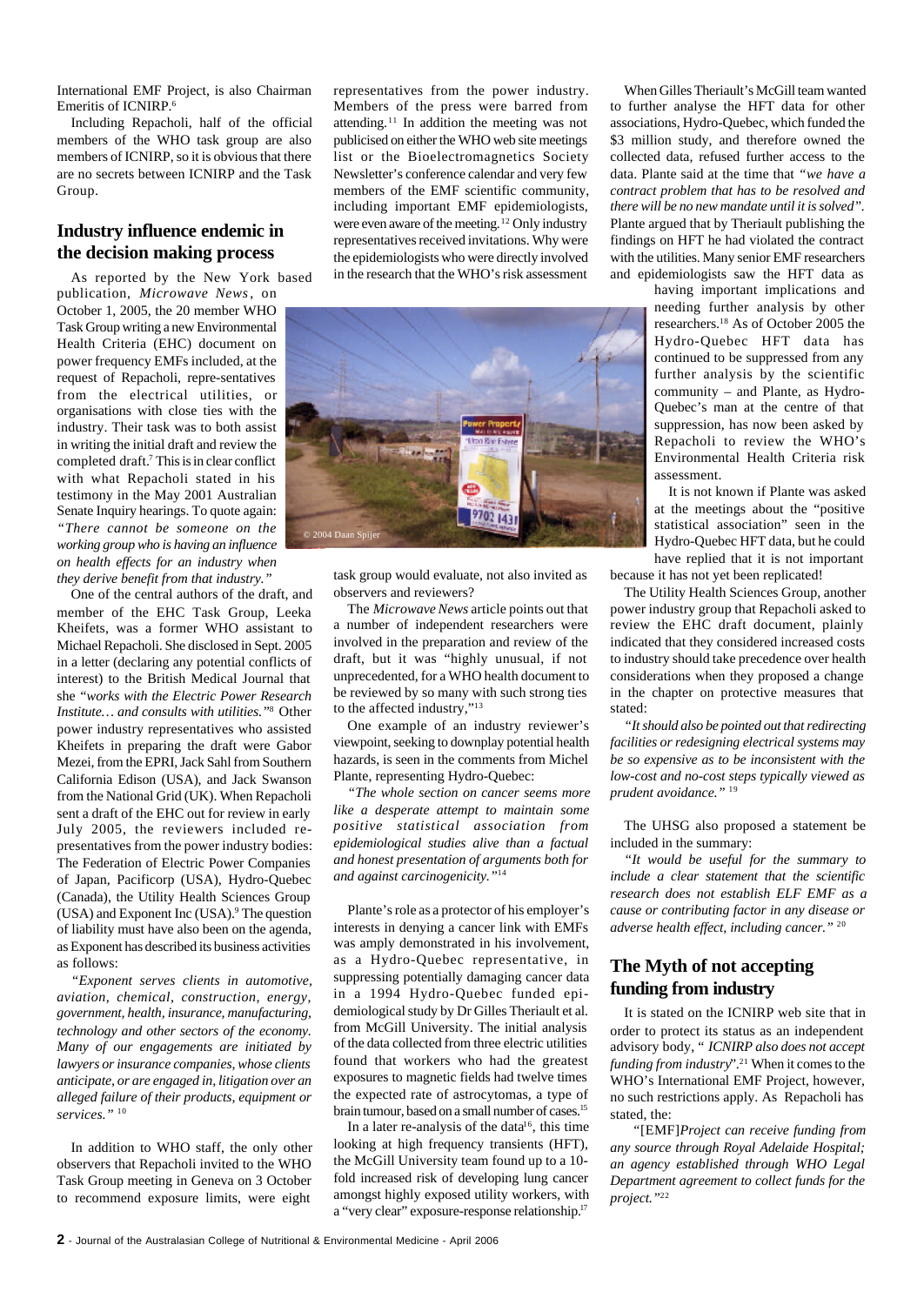International EMF Project, is also Chairman Emeritis of ICNIRP.[6]

Including Repacholi, half of the official members of the WHO task group are also members of ICNIRP, so it is obvious that there are no secrets between ICNIRP and the Task Group.

## Industry influence endemic in the decision making process

As reported by the New York based publication, *Microwave News*, on October 1, 2005, the 20 member WHO Task Group writing a new Environmental Health Criteria (EHC) document on power frequency EMFs included, at the request of Repacholi, repre-sentatives from the electrical utilities, or organisations with close ties with the industry. Their task was to both assist in writing the initial draft and review the completed draft.[7] This is in clear conflict with what Repacholi stated in his testimony in the May 2001 Australian Senate Inquiry hearings. To quote again: *"There cannot be someone on the working group who is having an influence on health effects for an industry when they derive benefit from that industry."*

One of the central authors of the draft, and member of the EHC Task Group, Leeka Kheifets, was a former WHO assistant to Michael Repacholi. She disclosed in Sept. 2005 in a letter (declaring any potential conflicts of interest) to the British Medical Journal that she *"works with the Electric Power Research Institute… and consults with utilities."*[8] Other power industry representatives who assisted Kheifets in preparing the draft were Gabor Mezei, from the EPRI, Jack Sahl from Southern California Edison (USA), and Jack Swanson from the National Grid (UK). When Repacholi sent a draft of the EHC out for review in early July 2005, the reviewers included re-presentatives from the power industry bodies: The Federation of Electric Power Companies of Japan, Pacificorp (USA), Hydro-Quebec (Canada), the Utility Health Sciences Group (USA) and Exponent Inc (USA).[9] The question of liability must have also been on the agenda, as Exponent has described its business activities as follows:

*"Exponent serves clients in automotive, aviation, chemical, construction, energy, government, health, insurance, manufacturing, technology and other sectors of the economy. Many of our engagements are initiated by lawyers or insurance companies, whose clients anticipate, or are engaged in, litigation over an alleged failure of their products, equipment or services."* [10]

In addition to WHO staff, the only other observers that Repacholi invited to the WHO Task Group meeting in Geneva on 3 October to recommend exposure limits, were eight representatives from the power industry. Members of the press were barred from attending.[11] In addition the meeting was not publicised on either the WHO web site meetings list or the Bioelectromagnetics Society Newsletter's conference calendar and very few members of the EMF scientific community, including important EMF epidemiologists, were even aware of the meeting.[12] Only industry representatives received invitations. Why were the epidemiologists who were directly involved in the research that the WHO's risk assessment task group would evaluate, not also invited as observers and reviewers?

© 2004 Daan Spijer

The *Microwave News* article points out that a number of independent researchers were involved in the preparation and review of the draft, but it was "highly unusual, if not unprecedented, for a WHO health document to be reviewed by so many with such strong ties to the affected industry,"[13]

One example of an industry reviewer's viewpoint, seeking to downplay potential health hazards, is seen in the comments from Michel Plante, representing Hydro-Quebec:

*"The whole section on cancer seems more like a desperate attempt to maintain some positive statistical association from epidemiological studies alive than a factual and honest presentation of arguments both for and against carcinogenicity."*[14]

Plante's role as a protector of his employer's interests in denying a cancer link with EMFs was amply demonstrated in his involvement, as a Hydro-Quebec representative, in suppressing potentially damaging cancer data in a 1994 Hydro-Quebec funded epi-demiological study by Dr Gilles Theriault et al. from McGill University. The initial analysis of the data collected from three electric utilities found that workers who had the greatest exposures to magnetic fields had twelve times the expected rate of astrocytomas, a type of brain tumour, based on a small number of cases.[15]

In a later re-analysis of the data[16], this time looking at high frequency transients (HFT), the McGill University team found up to a 10-fold increased risk of developing lung cancer amongst highly exposed utility workers, with a "very clear" exposure-response relationship.[17]

When Gilles Theriault's McGill team wanted to further analyse the HFT data for other associations, Hydro-Quebec, which funded the $3 million study, and therefore owned the collected data, refused further access to the data. Plante said at the time that *"we have a contract problem that has to be resolved and there will be no new mandate until it is solved"*. Plante argued that by Theriault publishing the findings on HFT he had violated the contract with the utilities. Many senior EMF researchers and epidemiologists saw the HFT data as having important implications and needing further analysis by other researchers.[18] As of October 2005 the Hydro-Quebec HFT data has continued to be suppressed from any further analysis by the scientific community – and Plante, as Hydro-Quebec's man at the centre of that suppression, has now been asked by Repacholi to review the WHO's Environmental Health Criteria risk assessment.

It is not known if Plante was asked at the meetings about the "positive statistical association" seen in the Hydro-Quebec HFT data, but he could have replied that it is not important because it has not yet been replicated!

The Utility Health Sciences Group, another power industry group that Repacholi asked to review the EHC draft document, plainly indicated that they considered increased costs to industry should take precedence over health considerations when they proposed a change in the chapter on protective measures that stated:

*"It should also be pointed out that redirecting facilities or redesigning electrical systems may be so expensive as to be inconsistent with the low-cost and no-cost steps typically viewed as prudent avoidance."* [19]

The UHSG also proposed a statement be included in the summary:

*"It would be useful for the summary to include a clear statement that the scientific research does not establish ELF EMF as a cause or contributing factor in any disease or adverse health effect, including cancer."* [20]

## The Myth of not accepting funding from industry

It is stated on the ICNIRP web site that in order to protect its status as an independent advisory body, " *ICNIRP also does not accept funding from industry*".[21] When it comes to the WHO's International EMF Project, however, no such restrictions apply. As Repacholi has stated, the:

"[EMF]*Project can receive funding from any source through Royal Adelaide Hospital; an agency established through WHO Legal Department agreement to collect funds for the project."*[22]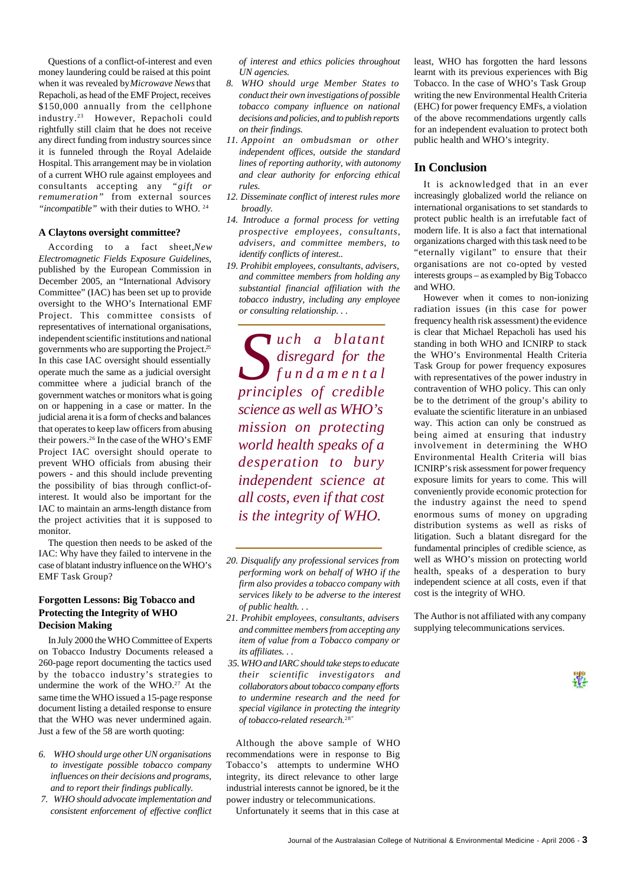Questions of a conflict-of-interest and even money laundering could be raised at this point when it was revealed by *Microwave News* that Repacholi, as head of the EMF Project, receives $150,000 annually from the cellphone industry.[23] However, Repacholi could rightfully still claim that he does not receive any direct funding from industry sources since it is funneled through the Royal Adelaide Hospital. This arrangement may be in violation of a current WHO rule against employees and consultants accepting any *"gift or remuneration"* from external sources *"incompatible"* with their duties to WHO. [24]

### A Claytons oversight committee?

According to a fact sheet, *New Electromagnetic Fields Exposure Guidelines*, published by the European Commission in December 2005, an "International Advisory Committee" (IAC) has been set up to provide oversight to the WHO's International EMF Project. This committee consists of representatives of international organisations, independent scientific institutions and national governments who are supporting the Project.[25] In this case IAC oversight should essentially operate much the same as a judicial oversight committee where a judicial branch of the government watches or monitors what is going on or happening in a case or matter. In the judicial arena it is a form of checks and balances that operates to keep law officers from abusing their powers.[26] In the case of the WHO's EMF Project IAC oversight should operate to prevent WHO officials from abusing their powers - and this should include preventing the possibility of bias through conflict-of-interest. It would also be important for the IAC to maintain an arms-length distance from the project activities that it is supposed to monitor.

The question then needs to be asked of the IAC: Why have they failed to intervene in the case of blatant industry influence on the WHO's EMF Task Group?

### Forgotten Lessons: Big Tobacco and Protecting the Integrity of WHO Decision Making

In July 2000 the WHO Committee of Experts on Tobacco Industry Documents released a 260-page report documenting the tactics used by the tobacco industry's strategies to undermine the work of the WHO.[27] At the same time the WHO issued a 15-page response document listing a detailed response to ensure that the WHO was never undermined again. Just a few of the 58 are worth quoting:

6. *WHO should urge other UN organisations to investigate possible tobacco company influences on their decisions and programs, and to report their findings publically.*
7. *WHO should advocate implementation and consistent enforcement of effective conflict of interest and ethics policies throughout UN agencies.*
8. *WHO should urge Member States to conduct their own investigations of possible tobacco company influence on national decisions and policies, and to publish reports on their findings.*
11. *Appoint an ombudsman or other independent offices, outside the standard lines of reporting authority, with autonomy and clear authority for enforcing ethical rules.*
12. *Disseminate conflict of interest rules more broadly.*
14. *Introduce a formal process for vetting prospective employees, consultants, advisers, and committee members, to identify conflicts of interest..*
19. *Prohibit employees, consultants, advisers, and committee members from holding any substantial financial affiliation with the tobacco industry, including any employee or consulting relationship. . .*
20. *Disqualify any professional services from performing work on behalf of WHO if the firm also provides a tobacco company with services likely to be adverse to the interest of public health. . .*
21. *Prohibit employees, consultants, advisers and committee members from accepting any item of value from a Tobacco company or its affiliates. . .*
35. *WHO and IARC should take steps to educate their scientific investigators and collaborators about tobacco company efforts to undermine research and the need for special vigilance in protecting the integrity of tobacco-related research.*[28]"

> *Such a blatant disregard for the fundamental principles of credible science as well as WHO's mission on protecting world health speaks of a desperation to bury independent science at all costs, even if that cost is the integrity of WHO.*

Although the above sample of WHO recommendations were in response to Big Tobacco's attempts to undermine WHO integrity, its direct relevance to other large industrial interests cannot be ignored, be it the power industry or telecommunications.

Unfortunately it seems that in this case at least, WHO has forgotten the hard lessons learnt with its previous experiences with Big Tobacco. In the case of WHO's Task Group writing the new Environmental Health Criteria (EHC) for power frequency EMFs, a violation of the above recommendations urgently calls for an independent evaluation to protect both public health and WHO's integrity.

## In Conclusion

It is acknowledged that in an ever increasingly globalized world the reliance on international organisations to set standards to protect public health is an irrefutable fact of modern life. It is also a fact that international organizations charged with this task need to be "eternally vigilant" to ensure that their organisations are not co-opted by vested interests groups – as exampled by Big Tobacco and WHO.

However when it comes to non-ionizing radiation issues (in this case for power frequency health risk assessment) the evidence is clear that Michael Repacholi has used his standing in both WHO and ICNIRP to stack the WHO's Environmental Health Criteria Task Group for power frequency exposures with representatives of the power industry in contravention of WHO policy. This can only be to the detriment of the group's ability to evaluate the scientific literature in an unbiased way. This action can only be construed as being aimed at ensuring that industry involvement in determining the WHO Environmental Health Criteria will bias ICNIRP's risk assessment for power frequency exposure limits for years to come. This will conveniently provide economic protection for the industry against the need to spend enormous sums of money on upgrading distribution systems as well as risks of litigation. Such a blatant disregard for the fundamental principles of credible science, as well as WHO's mission on protecting world health, speaks of a desperation to bury independent science at all costs, even if that cost is the integrity of WHO.

The Author is not affiliated with any company supplying telecommunications services.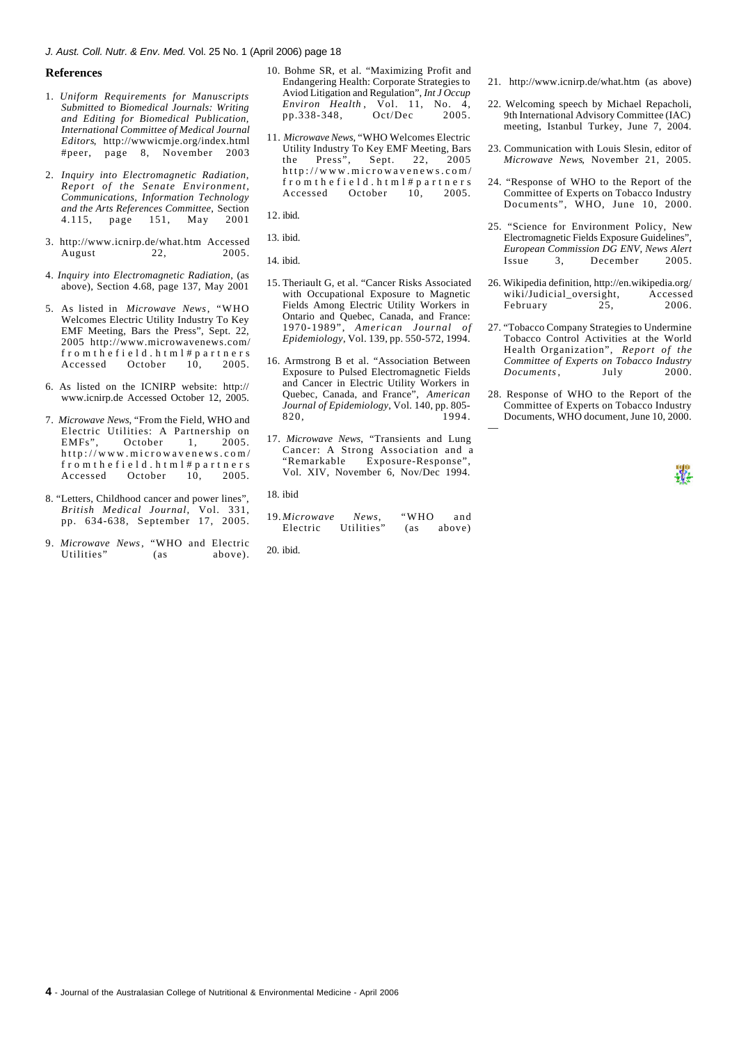## References

1. *Uniform Requirements for Manuscripts Submitted to Biomedical Journals: Writing and Editing for Biomedical Publication, International Committee of Medical Journal Editors*, http://wwwicmje.org/index.html #peer, page 8, November 2003

2. *Inquiry into Electromagnetic Radiation, Report of the Senate Environment, Communications, Information Technology and the Arts References Committee*, Section 4.115, page 151, May 2001

3. http://www.icnirp.de/what.htm Accessed August 22, 2005.

4. *Inquiry into Electromagnetic Radiation*, (as above), Section 4.68, page 137, May 2001

5. As listed in *Microwave News*, "WHO Welcomes Electric Utility Industry To Key EMF Meeting, Bars the Press", Sept. 22, 2005 http://www.microwavenews.com/fromthefield.html#partners Accessed October 10, 2005.

6. As listed on the ICNIRP website: http://www.icnirp.de Accessed October 12, 2005.

7. *Microwave News*, "From the Field, WHO and Electric Utilities: A Partnership on EMFs", October 1, 2005. http://www.microwavenews.com/fromthefield.html#partners Accessed October 10, 2005.

8. "Letters, Childhood cancer and power lines", *British Medical Journal*, Vol. 331, pp. 634-638, September 17, 2005.

9. *Microwave News*, "WHO and Electric Utilities" (as above).

10. Bohme SR, et al. "Maximizing Profit and Endangering Health: Corporate Strategies to Aviod Litigation and Regulation", *Int J Occup Environ Health*, Vol. 11, No. 4, pp.338-348, Oct/Dec 2005.

11. *Microwave News*, "WHO Welcomes Electric Utility Industry To Key EMF Meeting, Bars the Press", Sept. 22, 2005 http://www.microwavenews.com/fromthefield.html#partners Accessed October 10, 2005.

12. ibid.

13. ibid.

14. ibid.

15. Theriault G, et al. "Cancer Risks Associated with Occupational Exposure to Magnetic Fields Among Electric Utility Workers in Ontario and Quebec, Canada, and France: 1970-1989", *American Journal of Epidemiology*, Vol. 139, pp. 550-572, 1994.

16. Armstrong B et al. "Association Between Exposure to Pulsed Electromagnetic Fields and Cancer in Electric Utility Workers in Quebec, Canada, and France", *American Journal of Epidemiology*, Vol. 140, pp. 805-820, 1994.

17. *Microwave News*, "Transients and Lung Cancer: A Strong Association and a "Remarkable Exposure-Response", Vol. XIV, November 6, Nov/Dec 1994.

18. ibid

19. *Microwave News*, "WHO and Electric Utilities" (as above)

20. ibid.

21. http://www.icnirp.de/what.htm (as above)

22. Welcoming speech by Michael Repacholi, 9th International Advisory Committee (IAC) meeting, Istanbul Turkey, June 7, 2004.

23. Communication with Louis Slesin, editor of *Microwave News*, November 21, 2005.

24. "Response of WHO to the Report of the Committee of Experts on Tobacco Industry Documents", WHO, June 10, 2000.

25. "Science for Environment Policy, New Electromagnetic Fields Exposure Guidelines", *European Commission DG ENV, News Alert* Issue 3, December 2005.

26. Wikipedia definition, http://en.wikipedia.org/wiki/Judicial_oversight, Accessed February 25, 2006.

27. "Tobacco Company Strategies to Undermine Tobacco Control Activities at the World Health Organization", *Report of the Committee of Experts on Tobacco Industry Documents*, July 2000.

28. Response of WHO to the Report of the Committee of Experts on Tobacco Industry Documents, WHO document, June 10, 2000.